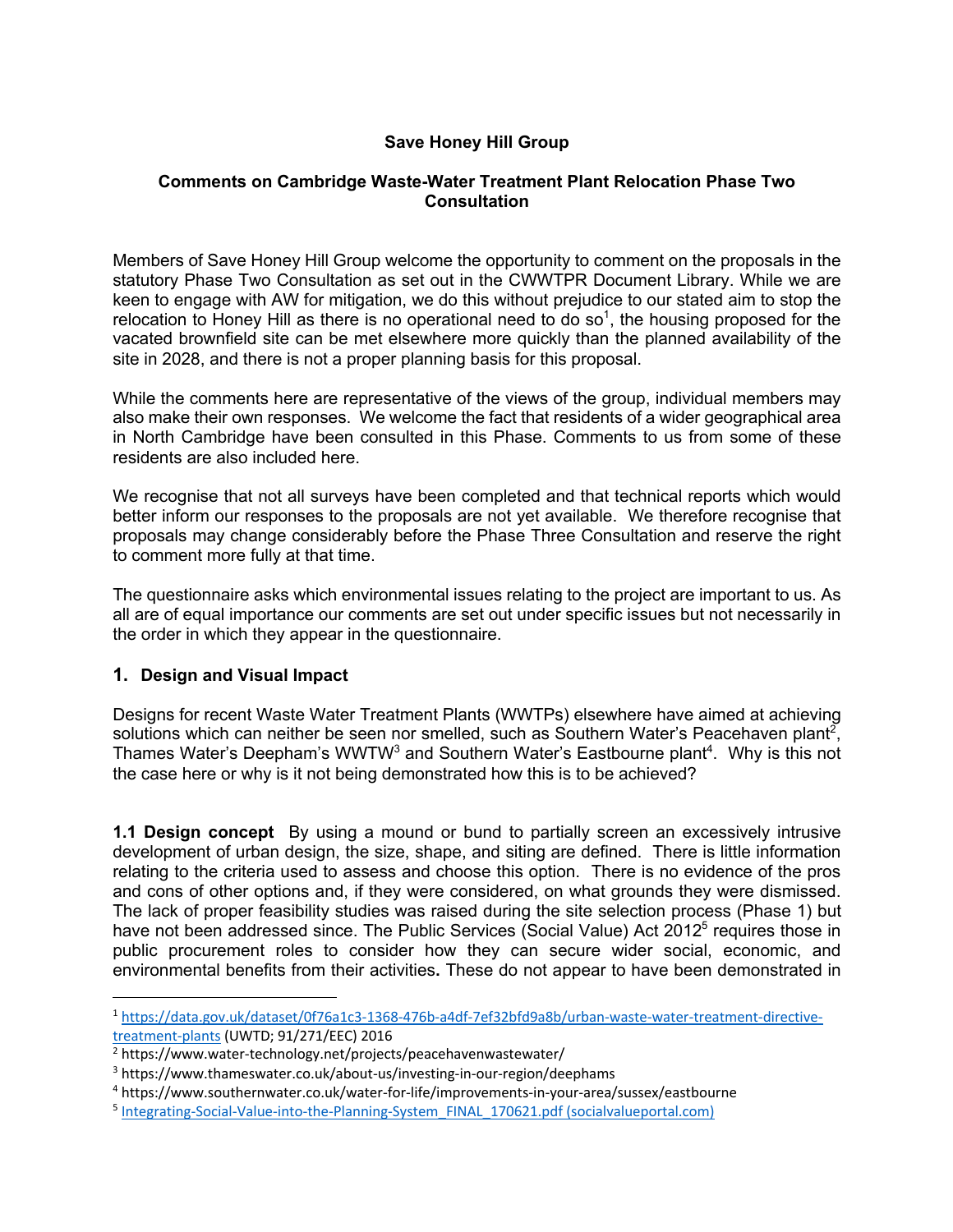**Save Honey Hill Group**

**Comments on Cambridge Waste-Water Treatment Plant Relocation Phase Two Consultation**

Members of Save Honey Hill Group welcome the opportunity to comment on the proposals in the statutory Phase Two Consultation as set out in the CWWTPR Document Library. While we are keen to engage with AW for mitigation, we do this without prejudice to our stated aim to stop the relocation to Honey Hill as there is no operational need to do so[1], the housing proposed for the vacated brownfield site can be met elsewhere more quickly than the planned availability of the site in 2028, and there is not a proper planning basis for this proposal.

While the comments here are representative of the views of the group, individual members may also make their own responses. We welcome the fact that residents of a wider geographical area in North Cambridge have been consulted in this Phase. Comments to us from some of these residents are also included here.

We recognise that not all surveys have been completed and that technical reports which would better inform our responses to the proposals are not yet available. We therefore recognise that proposals may change considerably before the Phase Three Consultation and reserve the right to comment more fully at that time.

The questionnaire asks which environmental issues relating to the project are important to us. As all are of equal importance our comments are set out under specific issues but not necessarily in the order in which they appear in the questionnaire.

## 1. Design and Visual Impact

Designs for recent Waste Water Treatment Plants (WWTPs) elsewhere have aimed at achieving solutions which can neither be seen nor smelled, such as Southern Water's Peacehaven plant[2], Thames Water's Deephams WWTW[3] and Southern Water's Eastbourne plant[4]. Why is this not the case here or why is it not being demonstrated how this is to be achieved?

**1.1 Design concept** By using a mound or bund to partially screen an excessively intrusive development of urban design, the size, shape, and siting are defined. There is little information relating to the criteria used to assess and choose this option. There is no evidence of the pros and cons of other options and, if they were considered, on what grounds they were dismissed. The lack of proper feasibility studies was raised during the site selection process (Phase 1) but have not been addressed since. The Public Services (Social Value) Act 2012[5] requires those in public procurement roles to consider how they can secure wider social, economic, and environmental benefits from their activities**.** These do not appear to have been demonstrated in

---

[1] https://data.gov.uk/dataset/0f76a1c3-1368-476b-a4df-7ef32bfd9a8b/urban-waste-water-treatment-directive-treatment-plants (UWTD; 91/271/EEC) 2016

[2] https://www.water-technology.net/projects/peacehavenwastewater/

[3] https://www.thameswater.co.uk/about-us/investing-in-our-region/deephams

[4] https://www.southernwater.co.uk/water-for-life/improvements-in-your-area/sussex/eastbourne

[5] Integrating-Social-Value-into-the-Planning-System_FINAL_170621.pdf (socialvalueportal.com)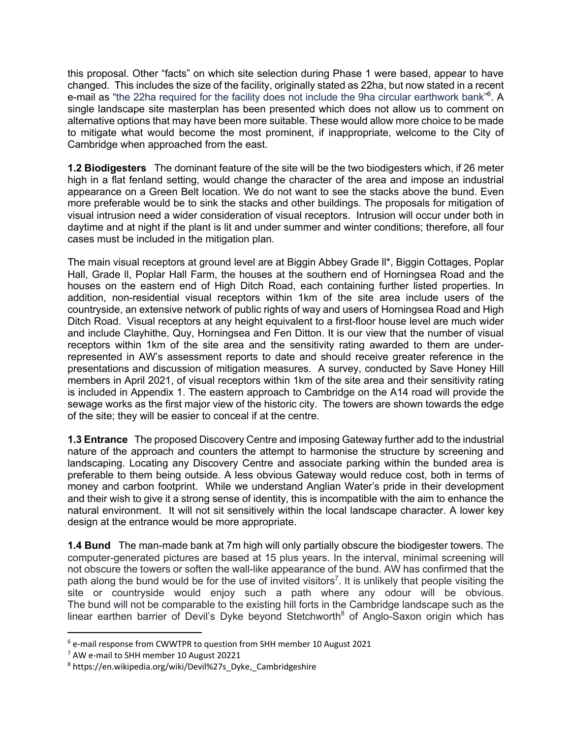this proposal. Other “facts” on which site selection during Phase 1 were based, appear to have changed. This includes the size of the facility, originally stated as 22ha, but now stated in a recent e-mail as “the 22ha required for the facility does not include the 9ha circular earthwork bank”[6]. A single landscape site masterplan has been presented which does not allow us to comment on alternative options that may have been more suitable. These would allow more choice to be made to mitigate what would become the most prominent, if inappropriate, welcome to the City of Cambridge when approached from the east.

**1.2 Biodigesters** The dominant feature of the site will be the two biodigesters which, if 26 meter high in a flat fenland setting, would change the character of the area and impose an industrial appearance on a Green Belt location. We do not want to see the stacks above the bund. Even more preferable would be to sink the stacks and other buildings. The proposals for mitigation of visual intrusion need a wider consideration of visual receptors. Intrusion will occur under both in daytime and at night if the plant is lit and under summer and winter conditions; therefore, all four cases must be included in the mitigation plan.

The main visual receptors at ground level are at Biggin Abbey Grade II*, Biggin Cottages, Poplar Hall, Grade II, Poplar Hall Farm, the houses at the southern end of Horningsea Road and the houses on the eastern end of High Ditch Road, each containing further listed properties. In addition, non-residential visual receptors within 1km of the site area include users of the countryside, an extensive network of public rights of way and users of Horningsea Road and High Ditch Road. Visual receptors at any height equivalent to a first-floor house level are much wider and include Clayhithe, Quy, Horningsea and Fen Ditton. It is our view that the number of visual receptors within 1km of the site area and the sensitivity rating awarded to them are under-represented in AW’s assessment reports to date and should receive greater reference in the presentations and discussion of mitigation measures. A survey, conducted by Save Honey Hill members in April 2021, of visual receptors within 1km of the site area and their sensitivity rating is included in Appendix 1. The eastern approach to Cambridge on the A14 road will provide the sewage works as the first major view of the historic city. The towers are shown towards the edge of the site; they will be easier to conceal if at the centre.

**1.3 Entrance** The proposed Discovery Centre and imposing Gateway further add to the industrial nature of the approach and counters the attempt to harmonise the structure by screening and landscaping. Locating any Discovery Centre and associate parking within the bunded area is preferable to them being outside. A less obvious Gateway would reduce cost, both in terms of money and carbon footprint. While we understand Anglian Water’s pride in their development and their wish to give it a strong sense of identity, this is incompatible with the aim to enhance the natural environment. It will not sit sensitively within the local landscape character. A lower key design at the entrance would be more appropriate.

**1.4 Bund** The man-made bank at 7m high will only partially obscure the biodigester towers. The computer-generated pictures are based at 15 plus years. In the interval, minimal screening will not obscure the towers or soften the wall-like appearance of the bund. AW has confirmed that the path along the bund would be for the use of invited visitors[7]. It is unlikely that people visiting the site or countryside would enjoy such a path where any odour will be obvious. The bund will not be comparable to the existing hill forts in the Cambridge landscape such as the linear earthen barrier of Devil’s Dyke beyond Stetchworth[8] of Anglo-Saxon origin which has

[6] e-mail response from CWWTPR to question from SHH member 10 August 2021

[7] AW e-mail to SHH member 10 August 20221

[8] https://en.wikipedia.org/wiki/Devil%27s_Dyke,_Cambridgeshire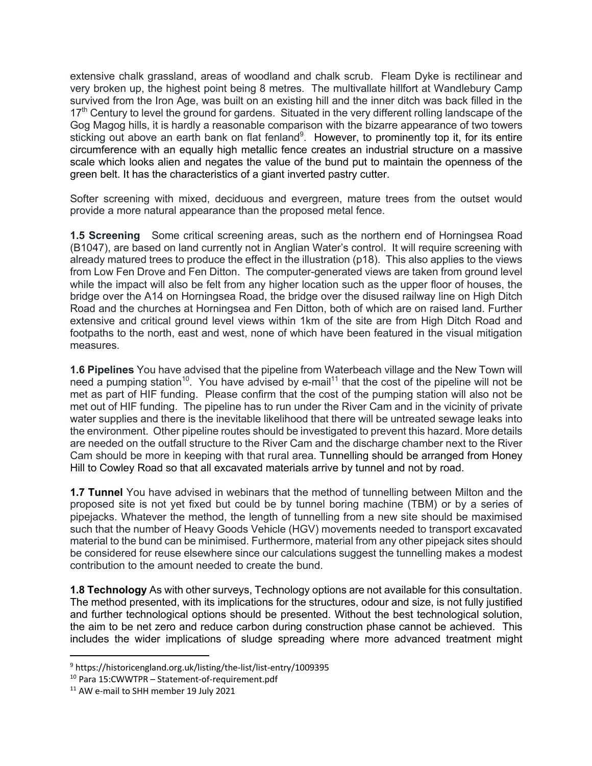extensive chalk grassland, areas of woodland and chalk scrub. Fleam Dyke is rectilinear and very broken up, the highest point being 8 metres. The multivallate hillfort at Wandlebury Camp survived from the Iron Age, was built on an existing hill and the inner ditch was back filled in the 17th Century to level the ground for gardens. Situated in the very different rolling landscape of the Gog Magog hills, it is hardly a reasonable comparison with the bizarre appearance of two towers sticking out above an earth bank on flat fenland[9]. However, to prominently top it, for its entire circumference with an equally high metallic fence creates an industrial structure on a massive scale which looks alien and negates the value of the bund put to maintain the openness of the green belt. It has the characteristics of a giant inverted pastry cutter.

Softer screening with mixed, deciduous and evergreen, mature trees from the outset would provide a more natural appearance than the proposed metal fence.

**1.5 Screening** Some critical screening areas, such as the northern end of Horningsea Road (B1047), are based on land currently not in Anglian Water's control. It will require screening with already matured trees to produce the effect in the illustration (p18). This also applies to the views from Low Fen Drove and Fen Ditton. The computer-generated views are taken from ground level while the impact will also be felt from any higher location such as the upper floor of houses, the bridge over the A14 on Horningsea Road, the bridge over the disused railway line on High Ditch Road and the churches at Horningsea and Fen Ditton, both of which are on raised land. Further extensive and critical ground level views within 1km of the site are from High Ditch Road and footpaths to the north, east and west, none of which have been featured in the visual mitigation measures.

**1.6 Pipelines** You have advised that the pipeline from Waterbeach village and the New Town will need a pumping station[10]. You have advised by e-mail[11] that the cost of the pipeline will not be met as part of HIF funding. Please confirm that the cost of the pumping station will also not be met out of HIF funding. The pipeline has to run under the River Cam and in the vicinity of private water supplies and there is the inevitable likelihood that there will be untreated sewage leaks into the environment. Other pipeline routes should be investigated to prevent this hazard. More details are needed on the outfall structure to the River Cam and the discharge chamber next to the River Cam should be more in keeping with that rural area. Tunnelling should be arranged from Honey Hill to Cowley Road so that all excavated materials arrive by tunnel and not by road.

**1.7 Tunnel** You have advised in webinars that the method of tunnelling between Milton and the proposed site is not yet fixed but could be by tunnel boring machine (TBM) or by a series of pipejacks. Whatever the method, the length of tunnelling from a new site should be maximised such that the number of Heavy Goods Vehicle (HGV) movements needed to transport excavated material to the bund can be minimised. Furthermore, material from any other pipejack sites should be considered for reuse elsewhere since our calculations suggest the tunnelling makes a modest contribution to the amount needed to create the bund.

**1.8 Technology** As with other surveys, Technology options are not available for this consultation. The method presented, with its implications for the structures, odour and size, is not fully justified and further technological options should be presented. Without the best technological solution, the aim to be net zero and reduce carbon during construction phase cannot be achieved. This includes the wider implications of sludge spreading where more advanced treatment might

---

[9] https://historicengland.org.uk/listing/the-list/list-entry/1009395
[10] Para 15:CWWTPR – Statement-of-requirement.pdf
[11] AW e-mail to SHH member 19 July 2021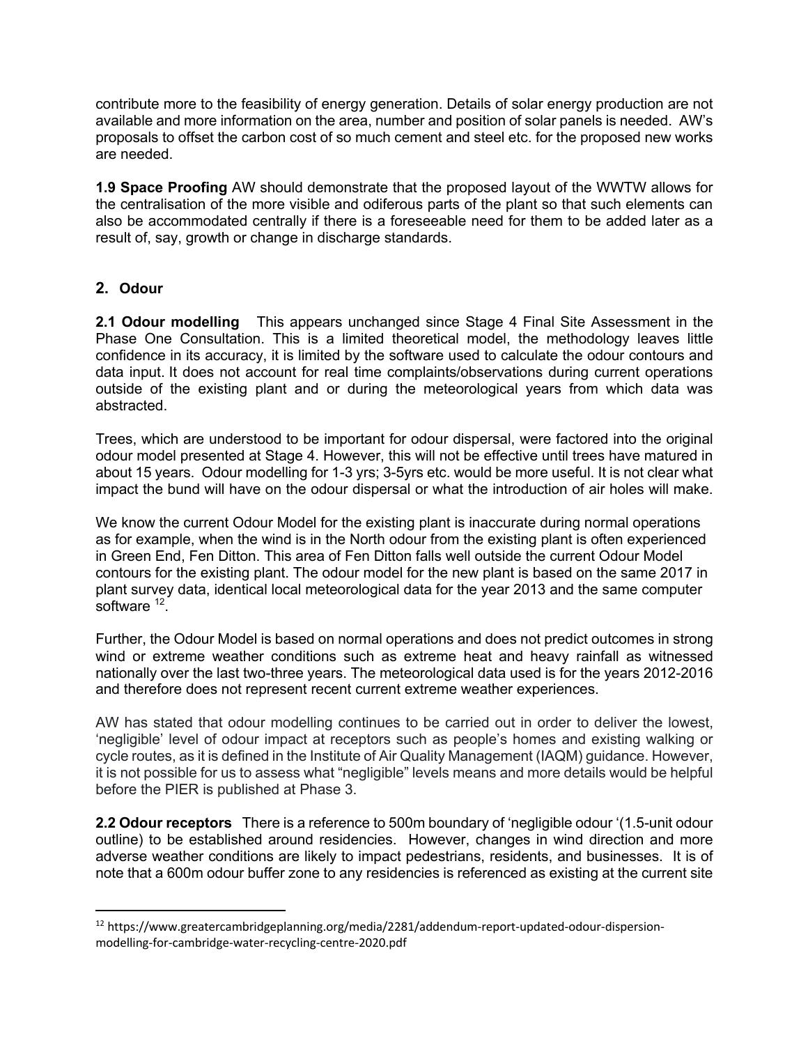contribute more to the feasibility of energy generation. Details of solar energy production are not available and more information on the area, number and position of solar panels is needed. AW's proposals to offset the carbon cost of so much cement and steel etc. for the proposed new works are needed.

**1.9 Space Proofing** AW should demonstrate that the proposed layout of the WWTW allows for the centralisation of the more visible and odiferous parts of the plant so that such elements can also be accommodated centrally if there is a foreseeable need for them to be added later as a result of, say, growth or change in discharge standards.

## 2. Odour

**2.1 Odour modelling** This appears unchanged since Stage 4 Final Site Assessment in the Phase One Consultation. This is a limited theoretical model, the methodology leaves little confidence in its accuracy, it is limited by the software used to calculate the odour contours and data input. It does not account for real time complaints/observations during current operations outside of the existing plant and or during the meteorological years from which data was abstracted.

Trees, which are understood to be important for odour dispersal, were factored into the original odour model presented at Stage 4. However, this will not be effective until trees have matured in about 15 years. Odour modelling for 1-3 yrs; 3-5yrs etc. would be more useful. It is not clear what impact the bund will have on the odour dispersal or what the introduction of air holes will make.

We know the current Odour Model for the existing plant is inaccurate during normal operations as for example, when the wind is in the North odour from the existing plant is often experienced in Green End, Fen Ditton. This area of Fen Ditton falls well outside the current Odour Model contours for the existing plant. The odour model for the new plant is based on the same 2017 in plant survey data, identical local meteorological data for the year 2013 and the same computer software [12].

Further, the Odour Model is based on normal operations and does not predict outcomes in strong wind or extreme weather conditions such as extreme heat and heavy rainfall as witnessed nationally over the last two-three years. The meteorological data used is for the years 2012-2016 and therefore does not represent recent current extreme weather experiences.

AW has stated that odour modelling continues to be carried out in order to deliver the lowest, 'negligible' level of odour impact at receptors such as people's homes and existing walking or cycle routes, as it is defined in the Institute of Air Quality Management (IAQM) guidance. However, it is not possible for us to assess what "negligible" levels means and more details would be helpful before the PIER is published at Phase 3.

**2.2 Odour receptors** There is a reference to 500m boundary of 'negligible odour '(1.5-unit odour outline) to be established around residencies. However, changes in wind direction and more adverse weather conditions are likely to impact pedestrians, residents, and businesses. It is of note that a 600m odour buffer zone to any residencies is referenced as existing at the current site

[12] https://www.greatercambridgeplanning.org/media/2281/addendum-report-updated-odour-dispersion-modelling-for-cambridge-water-recycling-centre-2020.pdf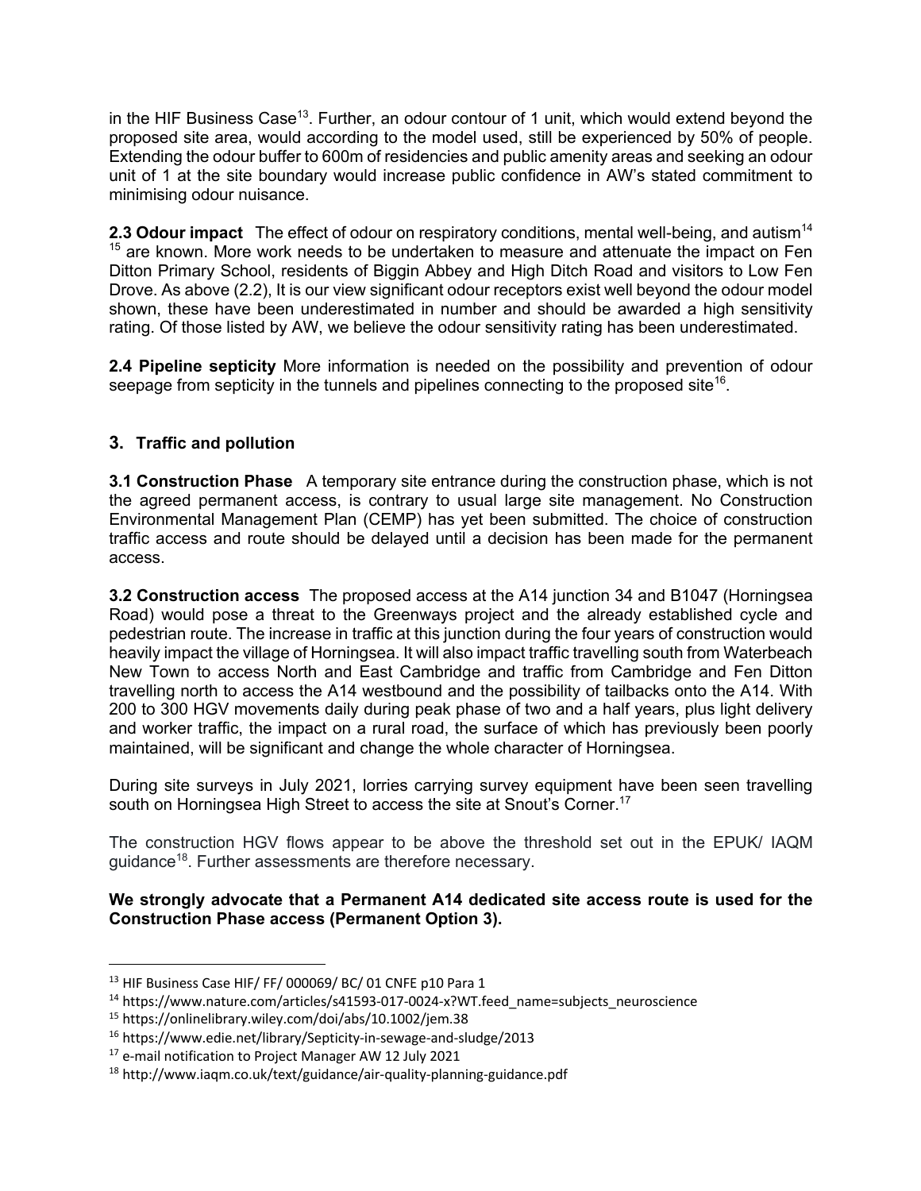in the HIF Business Case[13]. Further, an odour contour of 1 unit, which would extend beyond the proposed site area, would according to the model used, still be experienced by 50% of people. Extending the odour buffer to 600m of residencies and public amenity areas and seeking an odour unit of 1 at the site boundary would increase public confidence in AW's stated commitment to minimising odour nuisance.

**2.3 Odour impact** The effect of odour on respiratory conditions, mental well-being, and autism[14] [15] are known. More work needs to be undertaken to measure and attenuate the impact on Fen Ditton Primary School, residents of Biggin Abbey and High Ditch Road and visitors to Low Fen Drove. As above (2.2), It is our view significant odour receptors exist well beyond the odour model shown, these have been underestimated in number and should be awarded a high sensitivity rating. Of those listed by AW, we believe the odour sensitivity rating has been underestimated.

**2.4 Pipeline septicity** More information is needed on the possibility and prevention of odour seepage from septicity in the tunnels and pipelines connecting to the proposed site[16].

## 3. Traffic and pollution

**3.1 Construction Phase** A temporary site entrance during the construction phase, which is not the agreed permanent access, is contrary to usual large site management. No Construction Environmental Management Plan (CEMP) has yet been submitted. The choice of construction traffic access and route should be delayed until a decision has been made for the permanent access.

**3.2 Construction access** The proposed access at the A14 junction 34 and B1047 (Horningsea Road) would pose a threat to the Greenways project and the already established cycle and pedestrian route. The increase in traffic at this junction during the four years of construction would heavily impact the village of Horningsea. It will also impact traffic travelling south from Waterbeach New Town to access North and East Cambridge and traffic from Cambridge and Fen Ditton travelling north to access the A14 westbound and the possibility of tailbacks onto the A14. With 200 to 300 HGV movements daily during peak phase of two and a half years, plus light delivery and worker traffic, the impact on a rural road, the surface of which has previously been poorly maintained, will be significant and change the whole character of Horningsea.

During site surveys in July 2021, lorries carrying survey equipment have been seen travelling south on Horningsea High Street to access the site at Snout's Corner.[17]

The construction HGV flows appear to be above the threshold set out in the EPUK/ IAQM guidance[18]. Further assessments are therefore necessary.

**We strongly advocate that a Permanent A14 dedicated site access route is used for the Construction Phase access (Permanent Option 3).**

---

[13] HIF Business Case HIF/ FF/ 000069/ BC/ 01 CNFE p10 Para 1

[14] https://www.nature.com/articles/s41593-017-0024-x?WT.feed_name=subjects_neuroscience

[15] https://onlinelibrary.wiley.com/doi/abs/10.1002/jem.38

[16] https://www.edie.net/library/Septicity-in-sewage-and-sludge/2013

[17] e-mail notification to Project Manager AW 12 July 2021

[18] http://www.iaqm.co.uk/text/guidance/air-quality-planning-guidance.pdf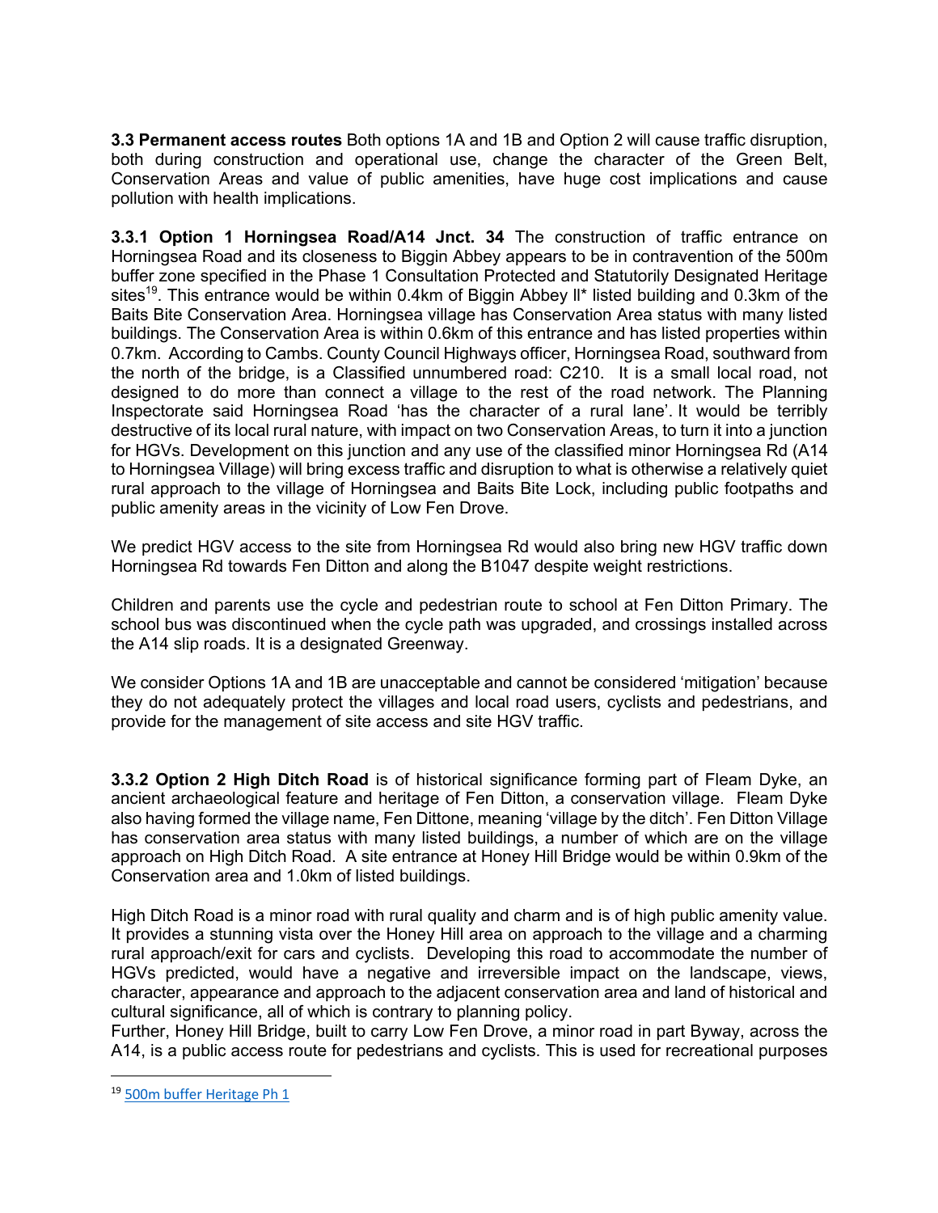**3.3 Permanent access routes** Both options 1A and 1B and Option 2 will cause traffic disruption, both during construction and operational use, change the character of the Green Belt, Conservation Areas and value of public amenities, have huge cost implications and cause pollution with health implications.

**3.3.1 Option 1 Horningsea Road/A14 Jnct. 34** The construction of traffic entrance on Horningsea Road and its closeness to Biggin Abbey appears to be in contravention of the 500m buffer zone specified in the Phase 1 Consultation Protected and Statutorily Designated Heritage sites[19]. This entrance would be within 0.4km of Biggin Abbey II* listed building and 0.3km of the Baits Bite Conservation Area. Horningsea village has Conservation Area status with many listed buildings. The Conservation Area is within 0.6km of this entrance and has listed properties within 0.7km. According to Cambs. County Council Highways officer, Horningsea Road, southward from the north of the bridge, is a Classified unnumbered road: C210. It is a small local road, not designed to do more than connect a village to the rest of the road network. The Planning Inspectorate said Horningsea Road 'has the character of a rural lane'. It would be terribly destructive of its local rural nature, with impact on two Conservation Areas, to turn it into a junction for HGVs. Development on this junction and any use of the classified minor Horningsea Rd (A14 to Horningsea Village) will bring excess traffic and disruption to what is otherwise a relatively quiet rural approach to the village of Horningsea and Baits Bite Lock, including public footpaths and public amenity areas in the vicinity of Low Fen Drove.

We predict HGV access to the site from Horningsea Rd would also bring new HGV traffic down Horningsea Rd towards Fen Ditton and along the B1047 despite weight restrictions.

Children and parents use the cycle and pedestrian route to school at Fen Ditton Primary. The school bus was discontinued when the cycle path was upgraded, and crossings installed across the A14 slip roads. It is a designated Greenway.

We consider Options 1A and 1B are unacceptable and cannot be considered 'mitigation' because they do not adequately protect the villages and local road users, cyclists and pedestrians, and provide for the management of site access and site HGV traffic.

**3.3.2 Option 2 High Ditch Road** is of historical significance forming part of Fleam Dyke, an ancient archaeological feature and heritage of Fen Ditton, a conservation village. Fleam Dyke also having formed the village name, Fen Dittone, meaning 'village by the ditch'. Fen Ditton Village has conservation area status with many listed buildings, a number of which are on the village approach on High Ditch Road. A site entrance at Honey Hill Bridge would be within 0.9km of the Conservation area and 1.0km of listed buildings.

High Ditch Road is a minor road with rural quality and charm and is of high public amenity value. It provides a stunning vista over the Honey Hill area on approach to the village and a charming rural approach/exit for cars and cyclists. Developing this road to accommodate the number of HGVs predicted, would have a negative and irreversible impact on the landscape, views, character, appearance and approach to the adjacent conservation area and land of historical and cultural significance, all of which is contrary to planning policy.
Further, Honey Hill Bridge, built to carry Low Fen Drove, a minor road in part Byway, across the A14, is a public access route for pedestrians and cyclists. This is used for recreational purposes

[19] 500m buffer Heritage Ph 1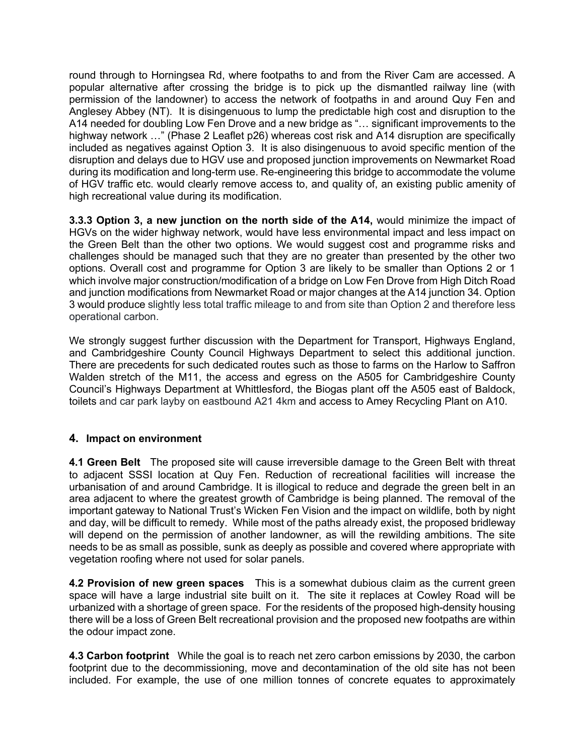round through to Horningsea Rd, where footpaths to and from the River Cam are accessed. A popular alternative after crossing the bridge is to pick up the dismantled railway line (with permission of the landowner) to access the network of footpaths in and around Quy Fen and Anglesey Abbey (NT). It is disingenuous to lump the predictable high cost and disruption to the A14 needed for doubling Low Fen Drove and a new bridge as "… significant improvements to the highway network …" (Phase 2 Leaflet p26) whereas cost risk and A14 disruption are specifically included as negatives against Option 3. It is also disingenuous to avoid specific mention of the disruption and delays due to HGV use and proposed junction improvements on Newmarket Road during its modification and long-term use. Re-engineering this bridge to accommodate the volume of HGV traffic etc. would clearly remove access to, and quality of, an existing public amenity of high recreational value during its modification.

**3.3.3 Option 3, a new junction on the north side of the A14,** would minimize the impact of HGVs on the wider highway network, would have less environmental impact and less impact on the Green Belt than the other two options. We would suggest cost and programme risks and challenges should be managed such that they are no greater than presented by the other two options. Overall cost and programme for Option 3 are likely to be smaller than Options 2 or 1 which involve major construction/modification of a bridge on Low Fen Drove from High Ditch Road and junction modifications from Newmarket Road or major changes at the A14 junction 34. Option 3 would produce slightly less total traffic mileage to and from site than Option 2 and therefore less operational carbon.

We strongly suggest further discussion with the Department for Transport, Highways England, and Cambridgeshire County Council Highways Department to select this additional junction. There are precedents for such dedicated routes such as those to farms on the Harlow to Saffron Walden stretch of the M11, the access and egress on the A505 for Cambridgeshire County Council's Highways Department at Whittlesford, the Biogas plant off the A505 east of Baldock, toilets and car park layby on eastbound A21 4km and access to Amey Recycling Plant on A10.

## 4. Impact on environment

**4.1 Green Belt** The proposed site will cause irreversible damage to the Green Belt with threat to adjacent SSSI location at Quy Fen. Reduction of recreational facilities will increase the urbanisation of and around Cambridge. It is illogical to reduce and degrade the green belt in an area adjacent to where the greatest growth of Cambridge is being planned. The removal of the important gateway to National Trust's Wicken Fen Vision and the impact on wildlife, both by night and day, will be difficult to remedy. While most of the paths already exist, the proposed bridleway will depend on the permission of another landowner, as will the rewilding ambitions. The site needs to be as small as possible, sunk as deeply as possible and covered where appropriate with vegetation roofing where not used for solar panels.

**4.2 Provision of new green spaces** This is a somewhat dubious claim as the current green space will have a large industrial site built on it. The site it replaces at Cowley Road will be urbanized with a shortage of green space. For the residents of the proposed high-density housing there will be a loss of Green Belt recreational provision and the proposed new footpaths are within the odour impact zone.

**4.3 Carbon footprint** While the goal is to reach net zero carbon emissions by 2030, the carbon footprint due to the decommissioning, move and decontamination of the old site has not been included. For example, the use of one million tonnes of concrete equates to approximately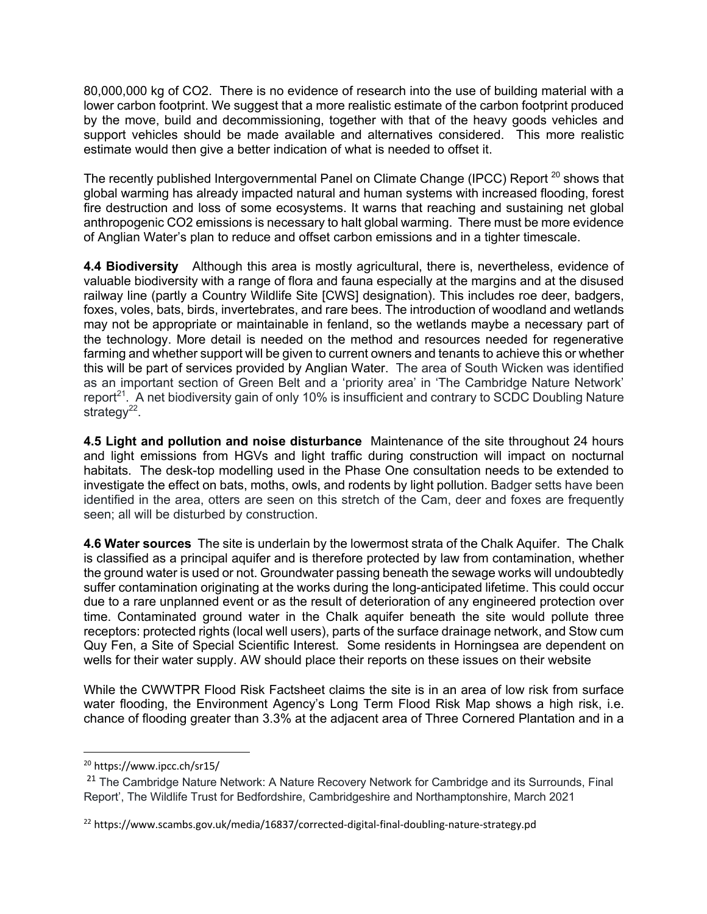80,000,000 kg of $CO_2$. There is no evidence of research into the use of building material with a lower carbon footprint. We suggest that a more realistic estimate of the carbon footprint produced by the move, build and decommissioning, together with that of the heavy goods vehicles and support vehicles should be made available and alternatives considered. This more realistic estimate would then give a better indication of what is needed to offset it.

The recently published Intergovernmental Panel on Climate Change (IPCC) Report [20] shows that global warming has already impacted natural and human systems with increased flooding, forest fire destruction and loss of some ecosystems. It warns that reaching and sustaining net global anthropogenic $CO_2$ emissions is necessary to halt global warming. There must be more evidence of Anglian Water's plan to reduce and offset carbon emissions and in a tighter timescale.

**4.4 Biodiversity** Although this area is mostly agricultural, there is, nevertheless, evidence of valuable biodiversity with a range of flora and fauna especially at the margins and at the disused railway line (partly a Country Wildlife Site [CWS] designation). This includes roe deer, badgers, foxes, voles, bats, birds, invertebrates, and rare bees. The introduction of woodland and wetlands may not be appropriate or maintainable in fenland, so the wetlands maybe a necessary part of the technology. More detail is needed on the method and resources needed for regenerative farming and whether support will be given to current owners and tenants to achieve this or whether this will be part of services provided by Anglian Water. The area of South Wicken was identified as an important section of Green Belt and a 'priority area' in 'The Cambridge Nature Network' report[21]. A net biodiversity gain of only 10% is insufficient and contrary to SCDC Doubling Nature strategy[22].

**4.5 Light and pollution and noise disturbance** Maintenance of the site throughout 24 hours and light emissions from HGVs and light traffic during construction will impact on nocturnal habitats. The desk-top modelling used in the Phase One consultation needs to be extended to investigate the effect on bats, moths, owls, and rodents by light pollution. Badger setts have been identified in the area, otters are seen on this stretch of the Cam, deer and foxes are frequently seen; all will be disturbed by construction.

**4.6 Water sources** The site is underlain by the lowermost strata of the Chalk Aquifer. The Chalk is classified as a principal aquifer and is therefore protected by law from contamination, whether the ground water is used or not. Groundwater passing beneath the sewage works will undoubtedly suffer contamination originating at the works during the long-anticipated lifetime. This could occur due to a rare unplanned event or as the result of deterioration of any engineered protection over time. Contaminated ground water in the Chalk aquifer beneath the site would pollute three receptors: protected rights (local well users), parts of the surface drainage network, and Stow cum Quy Fen, a Site of Special Scientific Interest. Some residents in Horningsea are dependent on wells for their water supply. AW should place their reports on these issues on their website

While the CWWTPR Flood Risk Factsheet claims the site is in an area of low risk from surface water flooding, the Environment Agency's Long Term Flood Risk Map shows a high risk, i.e. chance of flooding greater than 3.3% at the adjacent area of Three Cornered Plantation and in a

---

[20] https://www.ipcc.ch/sr15/

[21] The Cambridge Nature Network: A Nature Recovery Network for Cambridge and its Surrounds, Final Report', The Wildlife Trust for Bedfordshire, Cambridgeshire and Northamptonshire, March 2021

[22] https://www.scambs.gov.uk/media/16837/corrected-digital-final-doubling-nature-strategy.pd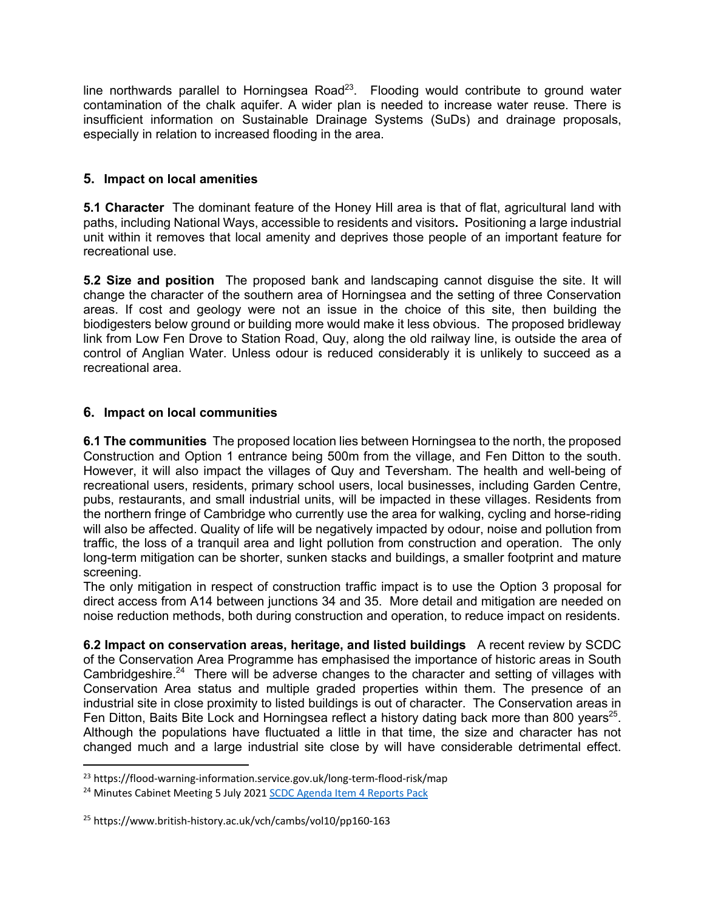line northwards parallel to Horningsea Road[23]. Flooding would contribute to ground water contamination of the chalk aquifer. A wider plan is needed to increase water reuse. There is insufficient information on Sustainable Drainage Systems (SuDs) and drainage proposals, especially in relation to increased flooding in the area.

## 5. Impact on local amenities

**5.1 Character** The dominant feature of the Honey Hill area is that of flat, agricultural land with paths, including National Ways, accessible to residents and visitors**.** Positioning a large industrial unit within it removes that local amenity and deprives those people of an important feature for recreational use.

**5.2 Size and position** The proposed bank and landscaping cannot disguise the site. It will change the character of the southern area of Horningsea and the setting of three Conservation areas. If cost and geology were not an issue in the choice of this site, then building the biodigesters below ground or building more would make it less obvious. The proposed bridleway link from Low Fen Drove to Station Road, Quy, along the old railway line, is outside the area of control of Anglian Water. Unless odour is reduced considerably it is unlikely to succeed as a recreational area.

## 6. Impact on local communities

**6.1 The communities** The proposed location lies between Horningsea to the north, the proposed Construction and Option 1 entrance being 500m from the village, and Fen Ditton to the south. However, it will also impact the villages of Quy and Teversham. The health and well-being of recreational users, residents, primary school users, local businesses, including Garden Centre, pubs, restaurants, and small industrial units, will be impacted in these villages. Residents from the northern fringe of Cambridge who currently use the area for walking, cycling and horse-riding will also be affected. Quality of life will be negatively impacted by odour, noise and pollution from traffic, the loss of a tranquil area and light pollution from construction and operation. The only long-term mitigation can be shorter, sunken stacks and buildings, a smaller footprint and mature screening.

The only mitigation in respect of construction traffic impact is to use the Option 3 proposal for direct access from A14 between junctions 34 and 35. More detail and mitigation are needed on noise reduction methods, both during construction and operation, to reduce impact on residents.

**6.2 Impact on conservation areas, heritage, and listed buildings** A recent review by SCDC of the Conservation Area Programme has emphasised the importance of historic areas in South Cambridgeshire.[24] There will be adverse changes to the character and setting of villages with Conservation Area status and multiple graded properties within them. The presence of an industrial site in close proximity to listed buildings is out of character. The Conservation areas in Fen Ditton, Baits Bite Lock and Horningsea reflect a history dating back more than 800 years[25]. Although the populations have fluctuated a little in that time, the size and character has not changed much and a large industrial site close by will have considerable detrimental effect.

---

[23] https://flood-warning-information.service.gov.uk/long-term-flood-risk/map

[24] Minutes Cabinet Meeting 5 July 2021 SCDC Agenda Item 4 Reports Pack

[25] https://www.british-history.ac.uk/vch/cambs/vol10/pp160-163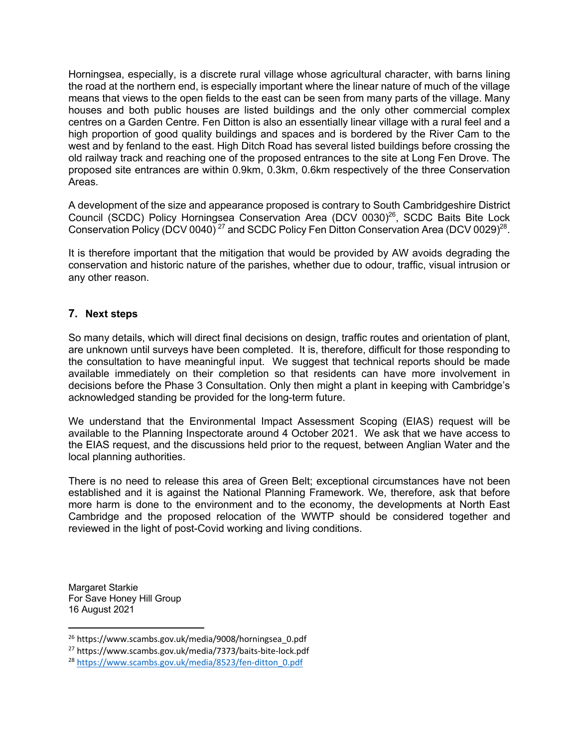Horningsea, especially, is a discrete rural village whose agricultural character, with barns lining the road at the northern end, is especially important where the linear nature of much of the village means that views to the open fields to the east can be seen from many parts of the village. Many houses and both public houses are listed buildings and the only other commercial complex centres on a Garden Centre. Fen Ditton is also an essentially linear village with a rural feel and a high proportion of good quality buildings and spaces and is bordered by the River Cam to the west and by fenland to the east. High Ditch Road has several listed buildings before crossing the old railway track and reaching one of the proposed entrances to the site at Long Fen Drove. The proposed site entrances are within 0.9km, 0.3km, 0.6km respectively of the three Conservation Areas.

A development of the size and appearance proposed is contrary to South Cambridgeshire District Council (SCDC) Policy Horningsea Conservation Area (DCV 0030)[26], SCDC Baits Bite Lock Conservation Policy (DCV 0040)[27] and SCDC Policy Fen Ditton Conservation Area (DCV 0029)[28].

It is therefore important that the mitigation that would be provided by AW avoids degrading the conservation and historic nature of the parishes, whether due to odour, traffic, visual intrusion or any other reason.

## 7. Next steps

So many details, which will direct final decisions on design, traffic routes and orientation of plant, are unknown until surveys have been completed. It is, therefore, difficult for those responding to the consultation to have meaningful input. We suggest that technical reports should be made available immediately on their completion so that residents can have more involvement in decisions before the Phase 3 Consultation. Only then might a plant in keeping with Cambridge's acknowledged standing be provided for the long-term future.

We understand that the Environmental Impact Assessment Scoping (EIAS) request will be available to the Planning Inspectorate around 4 October 2021. We ask that we have access to the EIAS request, and the discussions held prior to the request, between Anglian Water and the local planning authorities.

There is no need to release this area of Green Belt; exceptional circumstances have not been established and it is against the National Planning Framework. We, therefore, ask that before more harm is done to the environment and to the economy, the developments at North East Cambridge and the proposed relocation of the WWTP should be considered together and reviewed in the light of post-Covid working and living conditions.

Margaret Starkie
For Save Honey Hill Group
16 August 2021

[26] https://www.scambs.gov.uk/media/9008/horningsea_0.pdf

[27] https://www.scambs.gov.uk/media/7373/baits-bite-lock.pdf

[28] https://www.scambs.gov.uk/media/8523/fen-ditton_0.pdf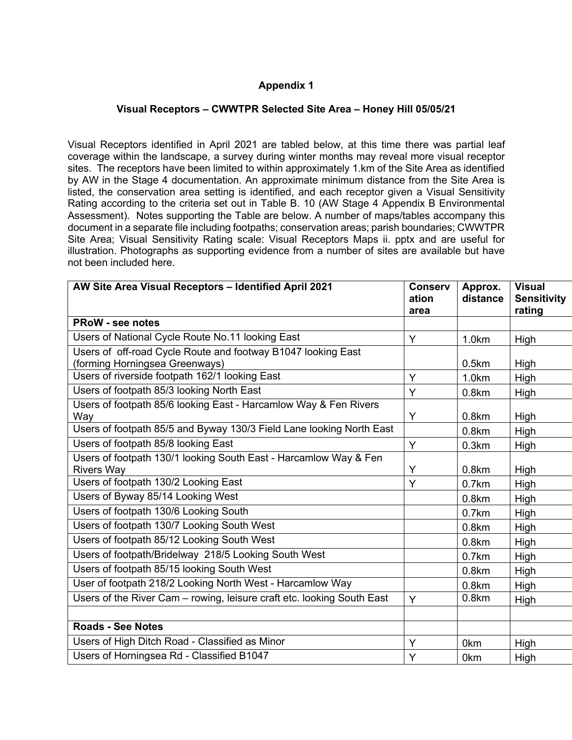**Appendix 1**

**Visual Receptors – CWWTPR Selected Site Area – Honey Hill 05/05/21**

Visual Receptors identified in April 2021 are tabled below, at this time there was partial leaf coverage within the landscape, a survey during winter months may reveal more visual receptor sites. The receptors have been limited to within approximately 1.km of the Site Area as identified by AW in the Stage 4 documentation. An approximate minimum distance from the Site Area is listed, the conservation area setting is identified, and each receptor given a Visual Sensitivity Rating according to the criteria set out in Table B. 10 (AW Stage 4 Appendix B Environmental Assessment). Notes supporting the Table are below. A number of maps/tables accompany this document in a separate file including footpaths; conservation areas; parish boundaries; CWWTPR Site Area; Visual Sensitivity Rating scale: Visual Receptors Maps ii. pptx and are useful for illustration. Photographs as supporting evidence from a number of sites are available but have not been included here.

| AW Site Area Visual Receptors – Identified April 2021 | Conservation area | Approx. distance | Visual Sensitivity rating |
|---|---|---|---|
| **PRoW - see notes** | | | |
| Users of National Cycle Route No.11 looking East | Y | 1.0km | High |
| Users of off-road Cycle Route and footway B1047 looking East (forming Horningsea Greenways) | | 0.5km | High |
| Users of riverside footpath 162/1 looking East | Y | 1.0km | High |
| Users of footpath 85/3 looking North East | Y | 0.8km | High |
| Users of footpath 85/6 looking East - Harcamlow Way & Fen Rivers Way | Y | 0.8km | High |
| Users of footpath 85/5 and Byway 130/3 Field Lane looking North East | | 0.8km | High |
| Users of footpath 85/8 looking East | Y | 0.3km | High |
| Users of footpath 130/1 looking South East - Harcamlow Way & Fen Rivers Way | Y | 0.8km | High |
| Users of footpath 130/2 Looking East | Y | 0.7km | High |
| Users of Byway 85/14 Looking West | | 0.8km | High |
| Users of footpath 130/6 Looking South | | 0.7km | High |
| Users of footpath 130/7 Looking South West | | 0.8km | High |
| Users of footpath 85/12 Looking South West | | 0.8km | High |
| Users of footpath/Bridelway 218/5 Looking South West | | 0.7km | High |
| Users of footpath 85/15 looking South West | | 0.8km | High |
| User of footpath 218/2 Looking North West - Harcamlow Way | | 0.8km | High |
| Users of the River Cam – rowing, leisure craft etc. looking South East | Y | 0.8km | High |
| | | | |
| **Roads - See Notes** | | | |
| Users of High Ditch Road - Classified as Minor | Y | 0km | High |
| Users of Horningsea Rd - Classified B1047 | Y | 0km | High |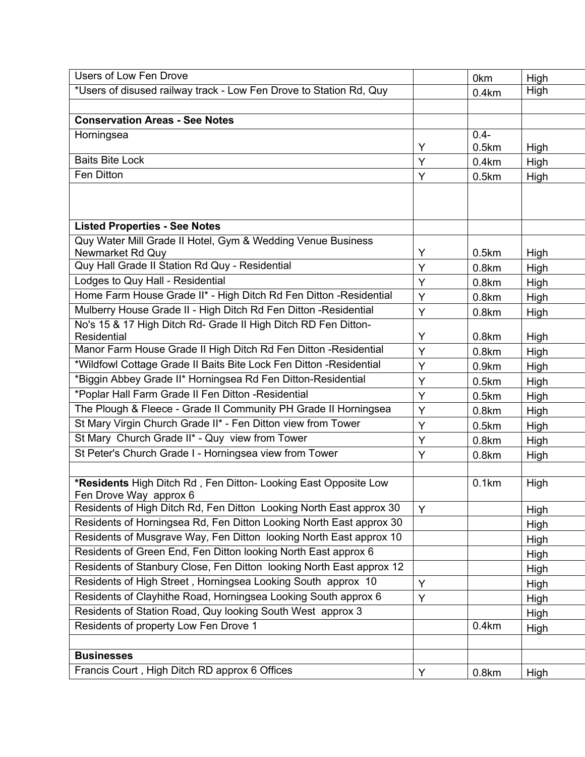| | | | |
|---|---|---|---|
| Users of Low Fen Drove | | 0km | High |
| *Users of disused railway track - Low Fen Drove to Station Rd, Quy | | 0.4km | High |
| | | | |
| **Conservation Areas - See Notes** | | | |
| Horningsea | Y | 0.4-0.5km | High |
| Baits Bite Lock | Y | 0.4km | High |
| Fen Ditton | Y | 0.5km | High |
| | | | |
| **Listed Properties - See Notes** | | | |
| Quy Water Mill Grade II Hotel, Gym & Wedding Venue Business Newmarket Rd Quy | Y | 0.5km | High |
| Quy Hall Grade II Station Rd Quy - Residential | Y | 0.8km | High |
| Lodges to Quy Hall - Residential | Y | 0.8km | High |
| Home Farm House Grade II* - High Ditch Rd Fen Ditton -Residential | Y | 0.8km | High |
| Mulberry House Grade II - High Ditch Rd Fen Ditton -Residential | Y | 0.8km | High |
| No's 15 & 17 High Ditch Rd- Grade II High Ditch RD Fen Ditton-Residential | Y | 0.8km | High |
| Manor Farm House Grade II High Ditch Rd Fen Ditton -Residential | Y | 0.8km | High |
| *Wildfowl Cottage Grade II Baits Bite Lock Fen Ditton -Residential | Y | 0.9km | High |
| *Biggin Abbey Grade II* Horningsea Rd Fen Ditton-Residential | Y | 0.5km | High |
| *Poplar Hall Farm Grade II Fen Ditton -Residential | Y | 0.5km | High |
| The Plough & Fleece - Grade II Community PH Grade II Horningsea | Y | 0.8km | High |
| St Mary Virgin Church Grade II* - Fen Ditton view from Tower | Y | 0.5km | High |
| St Mary Church Grade II* - Quy view from Tower | Y | 0.8km | High |
| St Peter's Church Grade I - Horningsea view from Tower | Y | 0.8km | High |
| | | | |
| ***Residents** High Ditch Rd , Fen Ditton- Looking East Opposite Low Fen Drove Way approx 6 | | 0.1km | High |
| Residents of High Ditch Rd, Fen Ditton Looking North East approx 30 | Y | | High |
| Residents of Horningsea Rd, Fen Ditton Looking North East approx 30 | | | High |
| Residents of Musgrave Way, Fen Ditton looking North East approx 10 | | | High |
| Residents of Green End, Fen Ditton looking North East approx 6 | | | High |
| Residents of Stanbury Close, Fen Ditton looking North East approx 12 | | | High |
| Residents of High Street , Horningsea Looking South approx 10 | Y | | High |
| Residents of Clayhithe Road, Horningsea Looking South approx 6 | Y | | High |
| Residents of Station Road, Quy looking South West approx 3 | | | High |
| Residents of property Low Fen Drove 1 | | 0.4km | High |
| | | | |
| **Businesses** | | | |
| Francis Court , High Ditch RD approx 6 Offices | Y | 0.8km | High |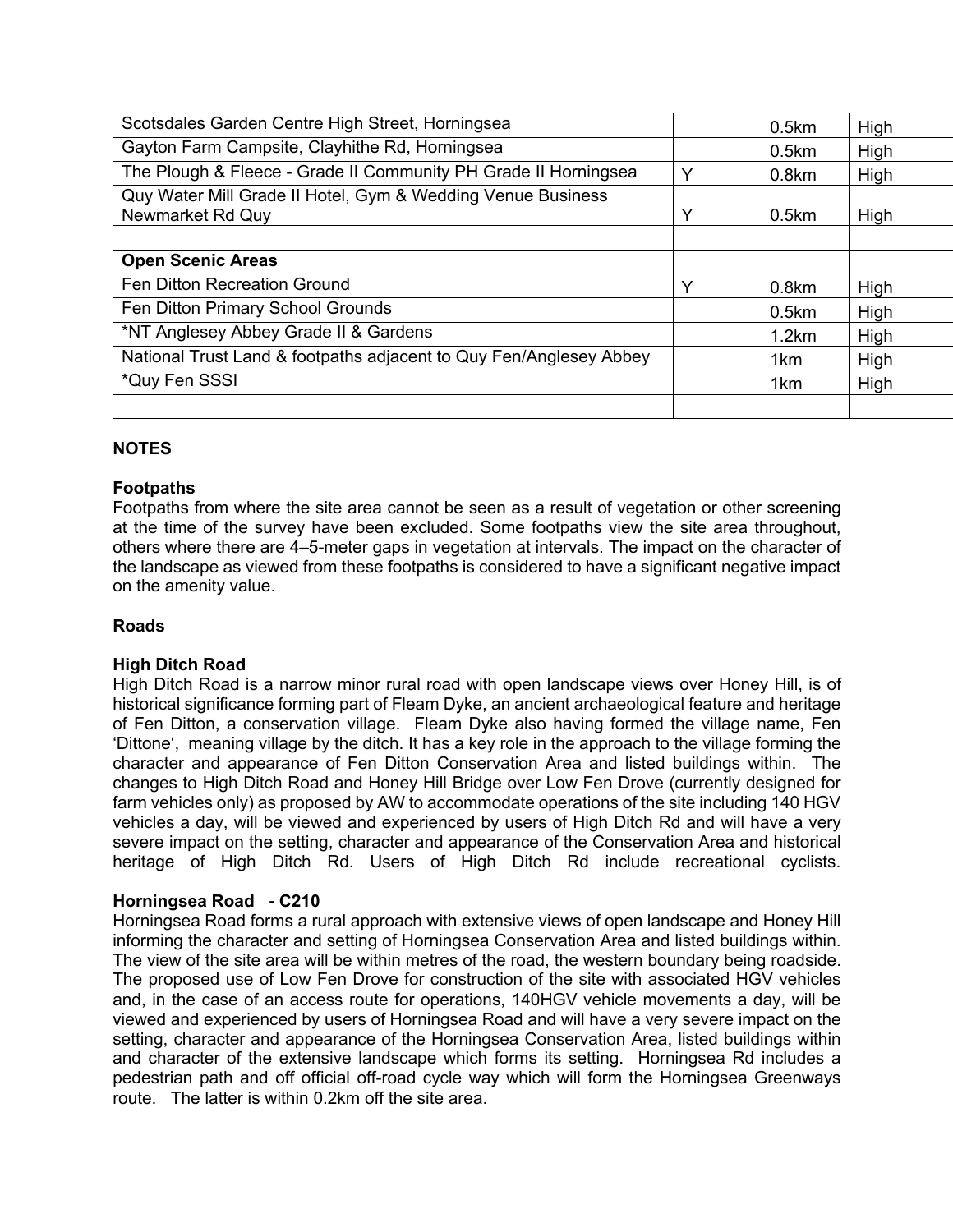| | | | |
|---|---|---|---|
| Scotsdales Garden Centre High Street, Horningsea | | 0.5km | High |
| Gayton Farm Campsite, Clayhithe Rd, Horningsea | | 0.5km | High |
| The Plough & Fleece - Grade II Community PH Grade II Horningsea | Y | 0.8km | High |
| Quy Water Mill Grade II Hotel, Gym & Wedding Venue Business Newmarket Rd Quy | Y | 0.5km | High |
| | | | |
| **Open Scenic Areas** | | | |
| Fen Ditton Recreation Ground | Y | 0.8km | High |
| Fen Ditton Primary School Grounds | | 0.5km | High |
| *NT Anglesey Abbey Grade II & Gardens | | 1.2km | High |
| National Trust Land & footpaths adjacent to Quy Fen/Anglesey Abbey | | 1km | High |
| *Quy Fen SSSI | | 1km | High |
| | | | |

**NOTES**

**Footpaths**
Footpaths from where the site area cannot be seen as a result of vegetation or other screening at the time of the survey have been excluded. Some footpaths view the site area throughout, others where there are 4–5-meter gaps in vegetation at intervals. The impact on the character of the landscape as viewed from these footpaths is considered to have a significant negative impact on the amenity value.

**Roads**

**High Ditch Road**
High Ditch Road is a narrow minor rural road with open landscape views over Honey Hill, is of historical significance forming part of Fleam Dyke, an ancient archaeological feature and heritage of Fen Ditton, a conservation village. Fleam Dyke also having formed the village name, Fen 'Dittone', meaning village by the ditch. It has a key role in the approach to the village forming the character and appearance of Fen Ditton Conservation Area and listed buildings within. The changes to High Ditch Road and Honey Hill Bridge over Low Fen Drove (currently designed for farm vehicles only) as proposed by AW to accommodate operations of the site including 140 HGV vehicles a day, will be viewed and experienced by users of High Ditch Rd and will have a very severe impact on the setting, character and appearance of the Conservation Area and historical heritage of High Ditch Rd. Users of High Ditch Rd include recreational cyclists.

**Horningsea Road - C210**
Horningsea Road forms a rural approach with extensive views of open landscape and Honey Hill informing the character and setting of Horningsea Conservation Area and listed buildings within. The view of the site area will be within metres of the road, the western boundary being roadside. The proposed use of Low Fen Drove for construction of the site with associated HGV vehicles and, in the case of an access route for operations, 140HGV vehicle movements a day, will be viewed and experienced by users of Horningsea Road and will have a very severe impact on the setting, character and appearance of the Horningsea Conservation Area, listed buildings within and character of the extensive landscape which forms its setting. Horningsea Rd includes a pedestrian path and off official off-road cycle way which will form the Horningsea Greenways route. The latter is within 0.2km off the site area.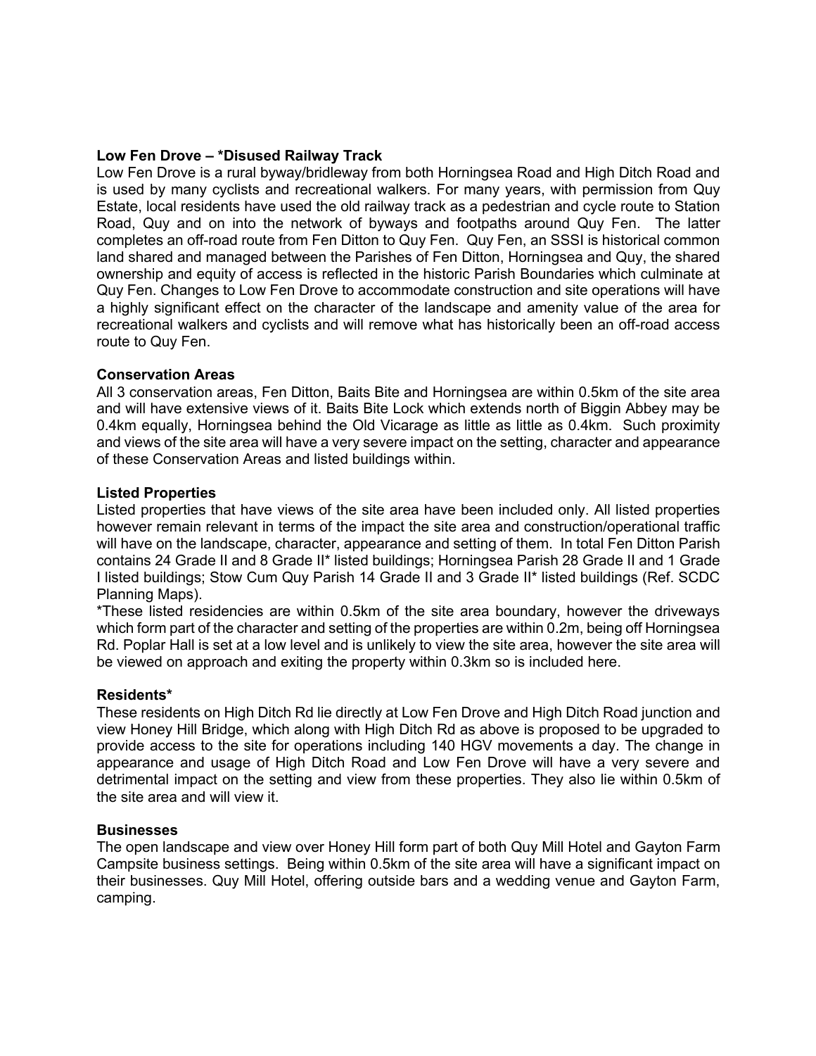**Low Fen Drove – *Disused Railway Track**

Low Fen Drove is a rural byway/bridleway from both Horningsea Road and High Ditch Road and is used by many cyclists and recreational walkers. For many years, with permission from Quy Estate, local residents have used the old railway track as a pedestrian and cycle route to Station Road, Quy and on into the network of byways and footpaths around Quy Fen. The latter completes an off-road route from Fen Ditton to Quy Fen. Quy Fen, an SSSI is historical common land shared and managed between the Parishes of Fen Ditton, Horningsea and Quy, the shared ownership and equity of access is reflected in the historic Parish Boundaries which culminate at Quy Fen. Changes to Low Fen Drove to accommodate construction and site operations will have a highly significant effect on the character of the landscape and amenity value of the area for recreational walkers and cyclists and will remove what has historically been an off-road access route to Quy Fen.

**Conservation Areas**

All 3 conservation areas, Fen Ditton, Baits Bite and Horningsea are within 0.5km of the site area and will have extensive views of it. Baits Bite Lock which extends north of Biggin Abbey may be 0.4km equally, Horningsea behind the Old Vicarage as little as little as 0.4km. Such proximity and views of the site area will have a very severe impact on the setting, character and appearance of these Conservation Areas and listed buildings within.

**Listed Properties**

Listed properties that have views of the site area have been included only. All listed properties however remain relevant in terms of the impact the site area and construction/operational traffic will have on the landscape, character, appearance and setting of them. In total Fen Ditton Parish contains 24 Grade II and 8 Grade II* listed buildings; Horningsea Parish 28 Grade II and 1 Grade I listed buildings; Stow Cum Quy Parish 14 Grade II and 3 Grade II* listed buildings (Ref. SCDC Planning Maps).

*These listed residencies are within 0.5km of the site area boundary, however the driveways which form part of the character and setting of the properties are within 0.2m, being off Horningsea Rd. Poplar Hall is set at a low level and is unlikely to view the site area, however the site area will be viewed on approach and exiting the property within 0.3km so is included here.

**Residents***

These residents on High Ditch Rd lie directly at Low Fen Drove and High Ditch Road junction and view Honey Hill Bridge, which along with High Ditch Rd as above is proposed to be upgraded to provide access to the site for operations including 140 HGV movements a day. The change in appearance and usage of High Ditch Road and Low Fen Drove will have a very severe and detrimental impact on the setting and view from these properties. They also lie within 0.5km of the site area and will view it.

**Businesses**

The open landscape and view over Honey Hill form part of both Quy Mill Hotel and Gayton Farm Campsite business settings. Being within 0.5km of the site area will have a significant impact on their businesses. Quy Mill Hotel, offering outside bars and a wedding venue and Gayton Farm, camping.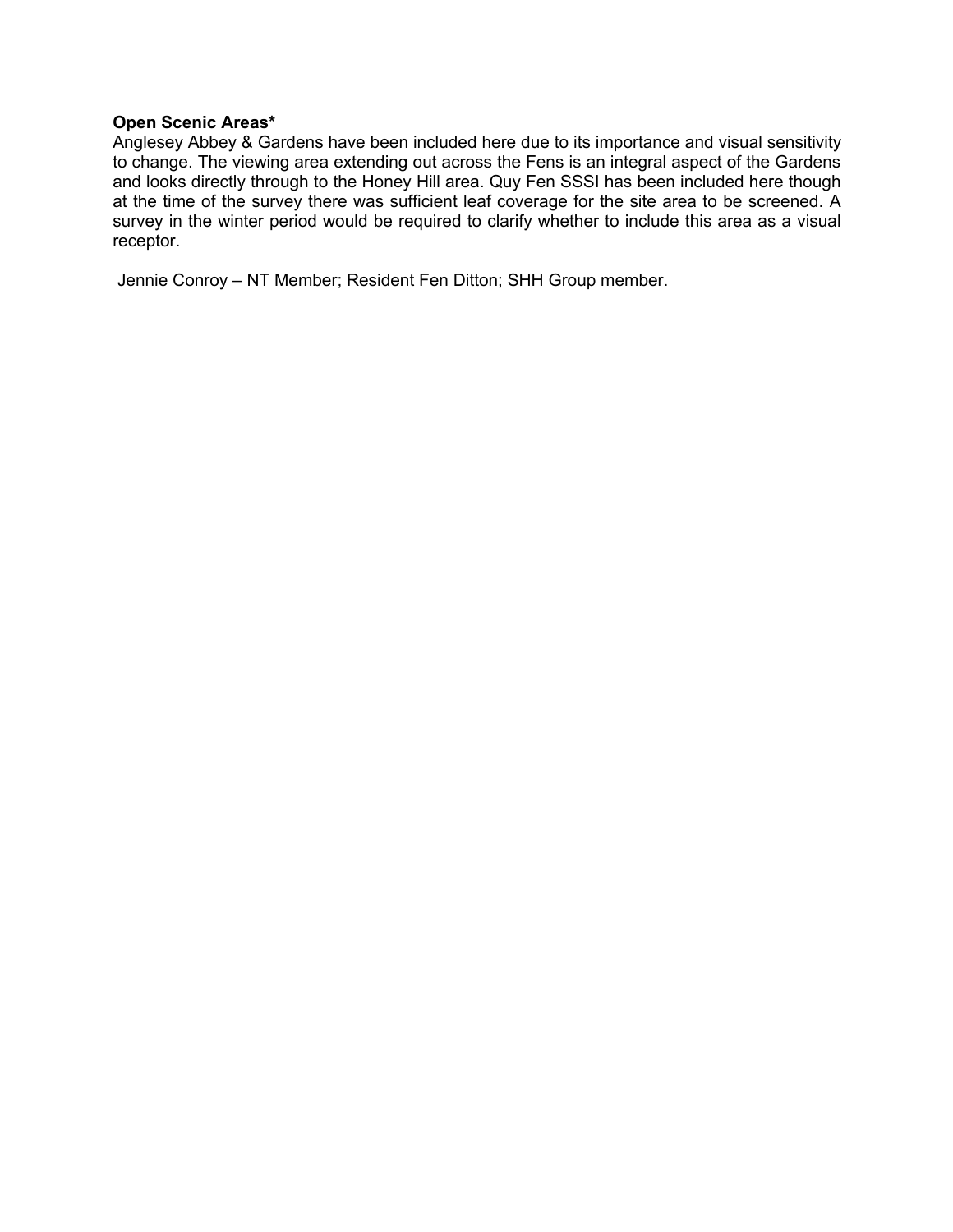**Open Scenic Areas***

Anglesey Abbey & Gardens have been included here due to its importance and visual sensitivity to change. The viewing area extending out across the Fens is an integral aspect of the Gardens and looks directly through to the Honey Hill area. Quy Fen SSSI has been included here though at the time of the survey there was sufficient leaf coverage for the site area to be screened. A survey in the winter period would be required to clarify whether to include this area as a visual receptor.

Jennie Conroy – NT Member; Resident Fen Ditton; SHH Group member.